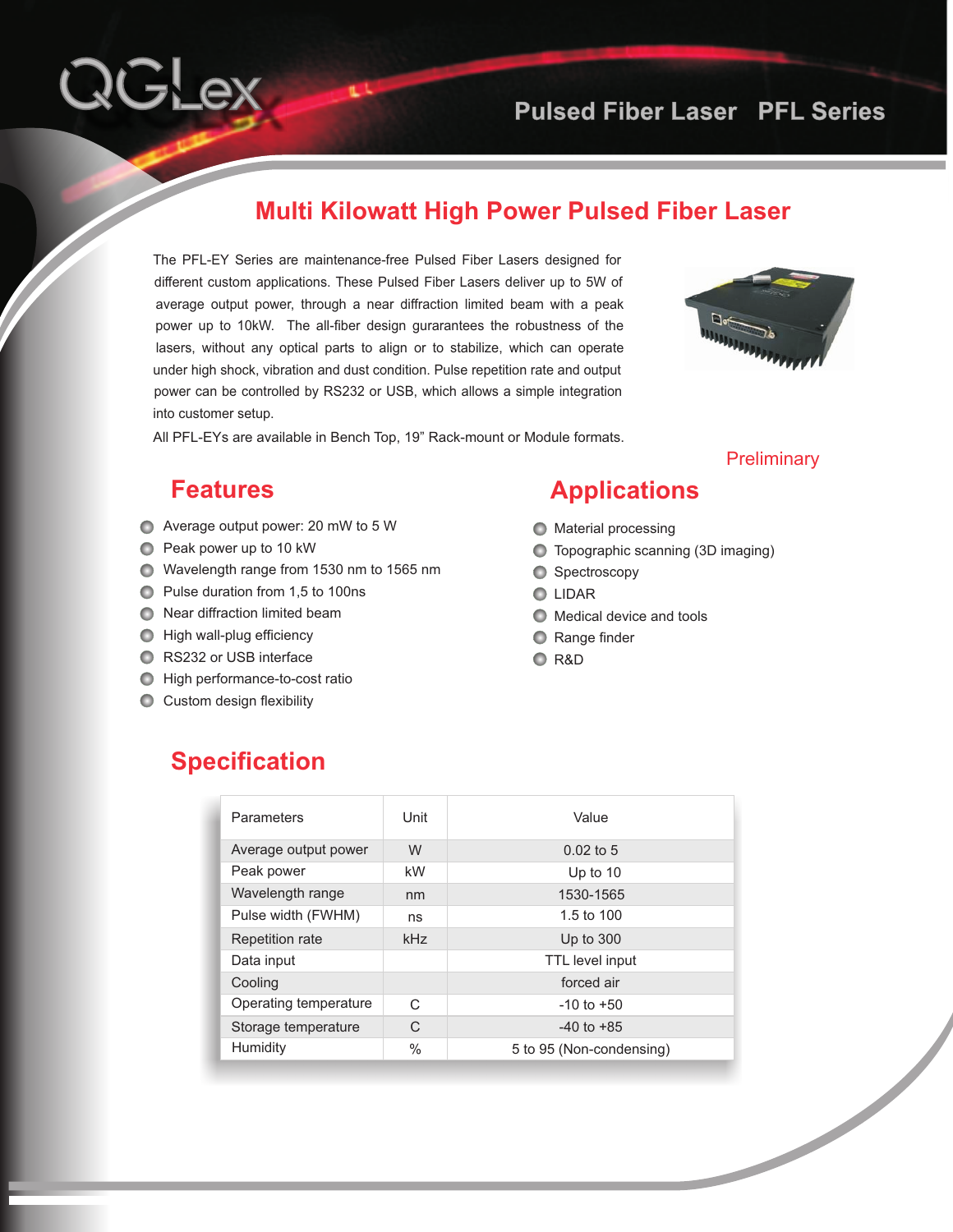QGLex

Pulsed Fiber Laser PFL Series

# Multi Kilowatt High Power Pulsed Fiber Laser

The PFL-EY Series are maintenance-free Pulsed Fiber Lasers designed for different custom applications. These Pulsed Fiber Lasers deliver up to 5W of average output power, through a near diffraction limited beam with a peak power up to 10kW. The all-fiber design gurarantees the robustness of the lasers, without any optical parts to align or to stabilize, which can operate under high shock, vibration and dust condition. Pulse repetition rate and output power can be controlled by RS232 or USB, which allows a simple integration into customer setup.

All PFL-EYs are available in Bench Top, 19" Rack-mount or Module formats.

Preliminary

## Features

- Average output power: 20 mW to 5 W
- Peak power up to 10 kW
- Wavelength range from 1530 nm to 1565 nm
- Pulse duration from 1,5 to 100ns
- Near diffraction limited beam
- High wall-plug efficiency
- RS232 or USB interface
- High performance-to-cost ratio
- Custom design flexibility

## Applications

- Material processing
- Topographic scanning (3D imaging)
- Spectroscopy
- LIDAR
- Medical device and tools
- Range finder
- R&D

## Specification

| Parameters | Unit | Value |
|---|---|---|
| Average output power | W | 0.02 to 5 |
| Peak power | kW | Up to 10 |
| Wavelength range | nm | 1530-1565 |
| Pulse width (FWHM) | ns | 1.5 to 100 |
| Repetition rate | kHz | Up to 300 |
| Data input | | TTL level input |
| Cooling | | forced air |
| Operating temperature | C | -10 to +50 |
| Storage temperature | C | -40 to +85 |
| Humidity | % | 5 to 95 (Non-condensing) |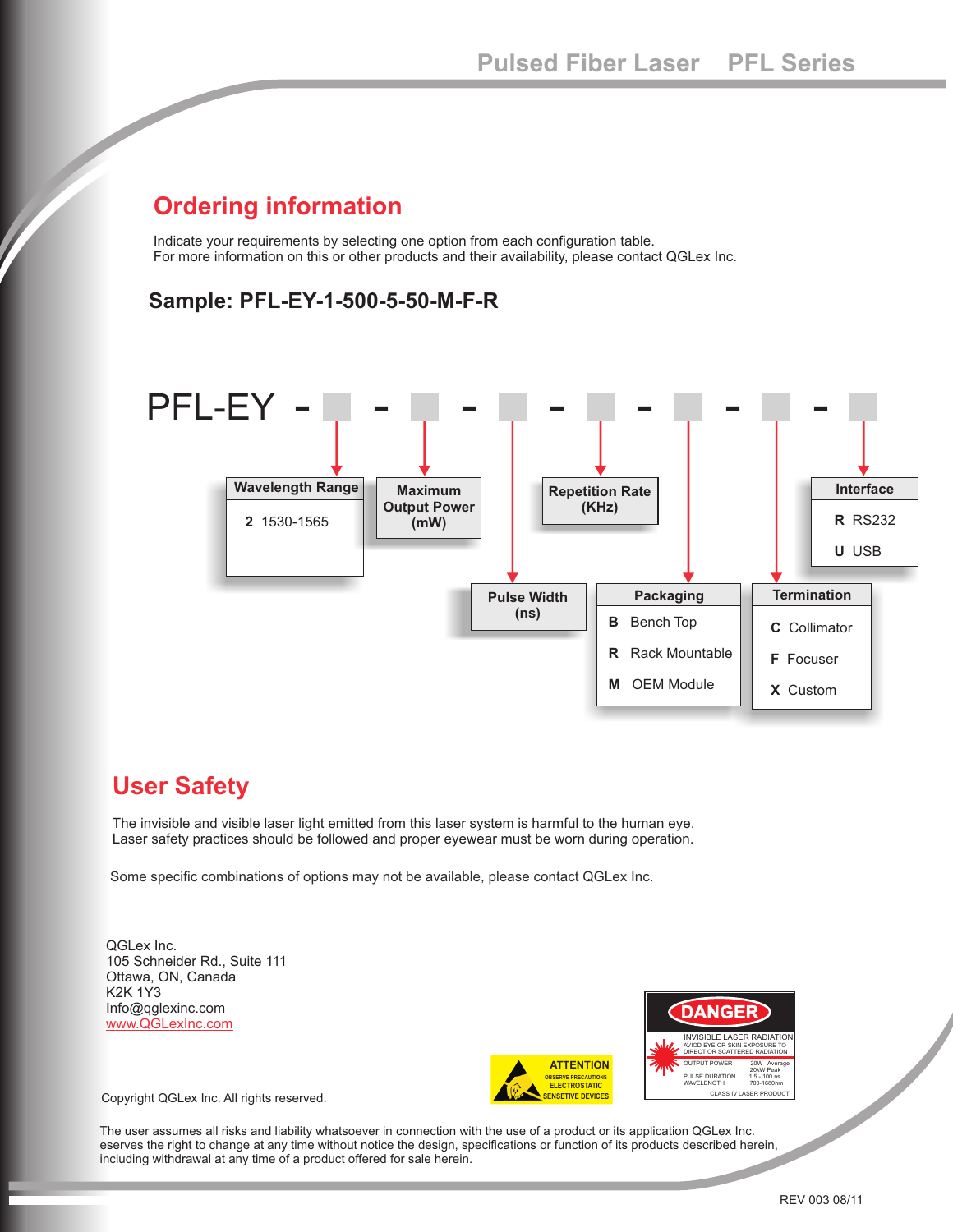## Ordering information

Indicate your requirements by selecting one option from each configuration table.
For more information on this or other products and their availability, please contact QGLex Inc.

**Sample: PFL-EY-1-500-5-50-M-F-R**

PFL-EY - ☐ - ☐ - ☐ - ☐ - ☐ - ☐ - ☐

**Wavelength Range**
- **2** 1530-1565

**Maximum Output Power (mW)**

**Pulse Width (ns)**

**Repetition Rate (KHz)**

**Packaging**
- **B** Bench Top
- **R** Rack Mountable
- **M** OEM Module

**Termination**
- **C** Collimator
- **F** Focuser
- **X** Custom

**Interface**
- **R** RS232
- **U** USB

## User Safety

The invisible and visible laser light emitted from this laser system is harmful to the human eye.
Laser safety practices should be followed and proper eyewear must be worn during operation.

Some specific combinations of options may not be available, please contact QGLex Inc.

QGLex Inc.
105 Schneider Rd., Suite 111
Ottawa, ON, Canada
K2K 1Y3
Info@qglexinc.com
www.QGLexInc.com

ATTENTION
OBSERVE PRECAUTIONS
ELECTROSTATIC
SENSETIVE DEVICES

DANGER
INVISIBLE LASER RADIATION
AVIOD EYE OR SKIN EXPOSURE TO DIRECT OR SCATTERED RADIATION
OUTPUT POWER 20W Average 20kW Peak
PULSE DURATION 1.5 - 100 ns
WAVELENGTH 700-1680nm
CLASS IV LASER PRODUCT

Copyright QGLex Inc. All rights reserved.

The user assumes all risks and liability whatsoever in connection with the use of a product or its application QGLex Inc. eserves the right to change at any time without notice the design, specifications or function of its products described herein, including withdrawal at any time of a product offered for sale herein.

REV 003 08/11